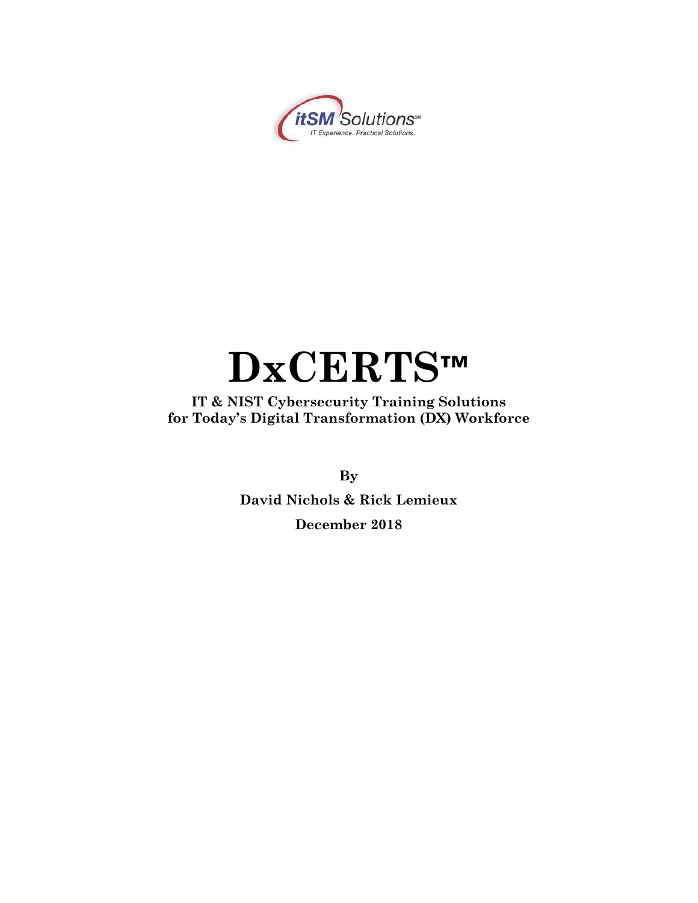itSM Solutions℠
IT Experience. Practical Solutions.

# DxCERTS™

**IT & NIST Cybersecurity Training Solutions for Today's Digital Transformation (DX) Workforce**

**By**

**David Nichols & Rick Lemieux**

**December 2018**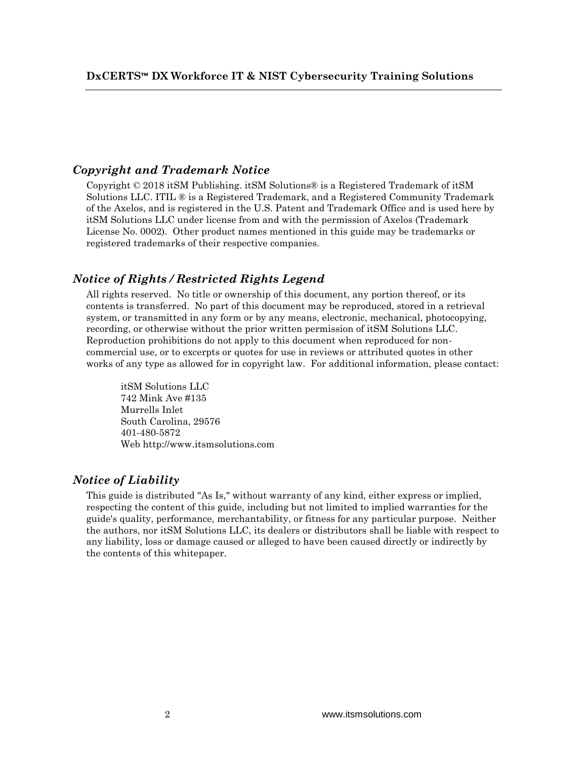## *Copyright and Trademark Notice*

Copyright © 2018 itSM Publishing. itSM Solutions® is a Registered Trademark of itSM Solutions LLC. ITIL ® is a Registered Trademark, and a Registered Community Trademark of the Axelos, and is registered in the U.S. Patent and Trademark Office and is used here by itSM Solutions LLC under license from and with the permission of Axelos (Trademark License No. 0002). Other product names mentioned in this guide may be trademarks or registered trademarks of their respective companies.

## *Notice of Rights / Restricted Rights Legend*

All rights reserved. No title or ownership of this document, any portion thereof, or its contents is transferred. No part of this document may be reproduced, stored in a retrieval system, or transmitted in any form or by any means, electronic, mechanical, photocopying, recording, or otherwise without the prior written permission of itSM Solutions LLC. Reproduction prohibitions do not apply to this document when reproduced for non-commercial use, or to excerpts or quotes for use in reviews or attributed quotes in other works of any type as allowed for in copyright law. For additional information, please contact:

itSM Solutions LLC
742 Mink Ave #135
Murrells Inlet
South Carolina, 29576
401-480-5872
Web http://www.itsmsolutions.com

## *Notice of Liability*

This guide is distributed "As Is," without warranty of any kind, either express or implied, respecting the content of this guide, including but not limited to implied warranties for the guide's quality, performance, merchantability, or fitness for any particular purpose. Neither the authors, nor itSM Solutions LLC, its dealers or distributors shall be liable with respect to any liability, loss or damage caused or alleged to have been caused directly or indirectly by the contents of this whitepaper.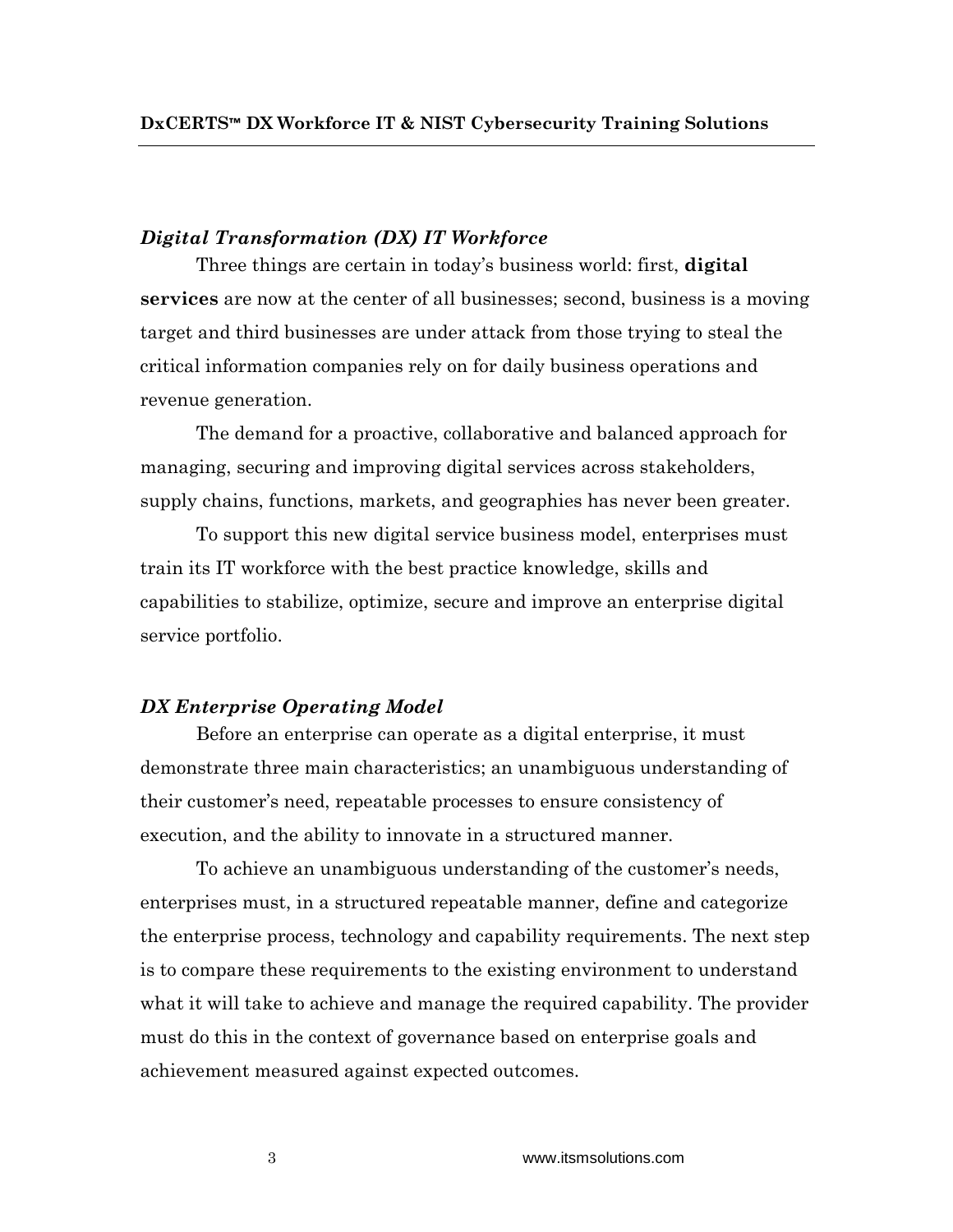### *Digital Transformation (DX) IT Workforce*

Three things are certain in today's business world: first, **digital services** are now at the center of all businesses; second, business is a moving target and third businesses are under attack from those trying to steal the critical information companies rely on for daily business operations and revenue generation.

The demand for a proactive, collaborative and balanced approach for managing, securing and improving digital services across stakeholders, supply chains, functions, markets, and geographies has never been greater.

To support this new digital service business model, enterprises must train its IT workforce with the best practice knowledge, skills and capabilities to stabilize, optimize, secure and improve an enterprise digital service portfolio.

### *DX Enterprise Operating Model*

Before an enterprise can operate as a digital enterprise, it must demonstrate three main characteristics; an unambiguous understanding of their customer's need, repeatable processes to ensure consistency of execution, and the ability to innovate in a structured manner.

To achieve an unambiguous understanding of the customer's needs, enterprises must, in a structured repeatable manner, define and categorize the enterprise process, technology and capability requirements. The next step is to compare these requirements to the existing environment to understand what it will take to achieve and manage the required capability. The provider must do this in the context of governance based on enterprise goals and achievement measured against expected outcomes.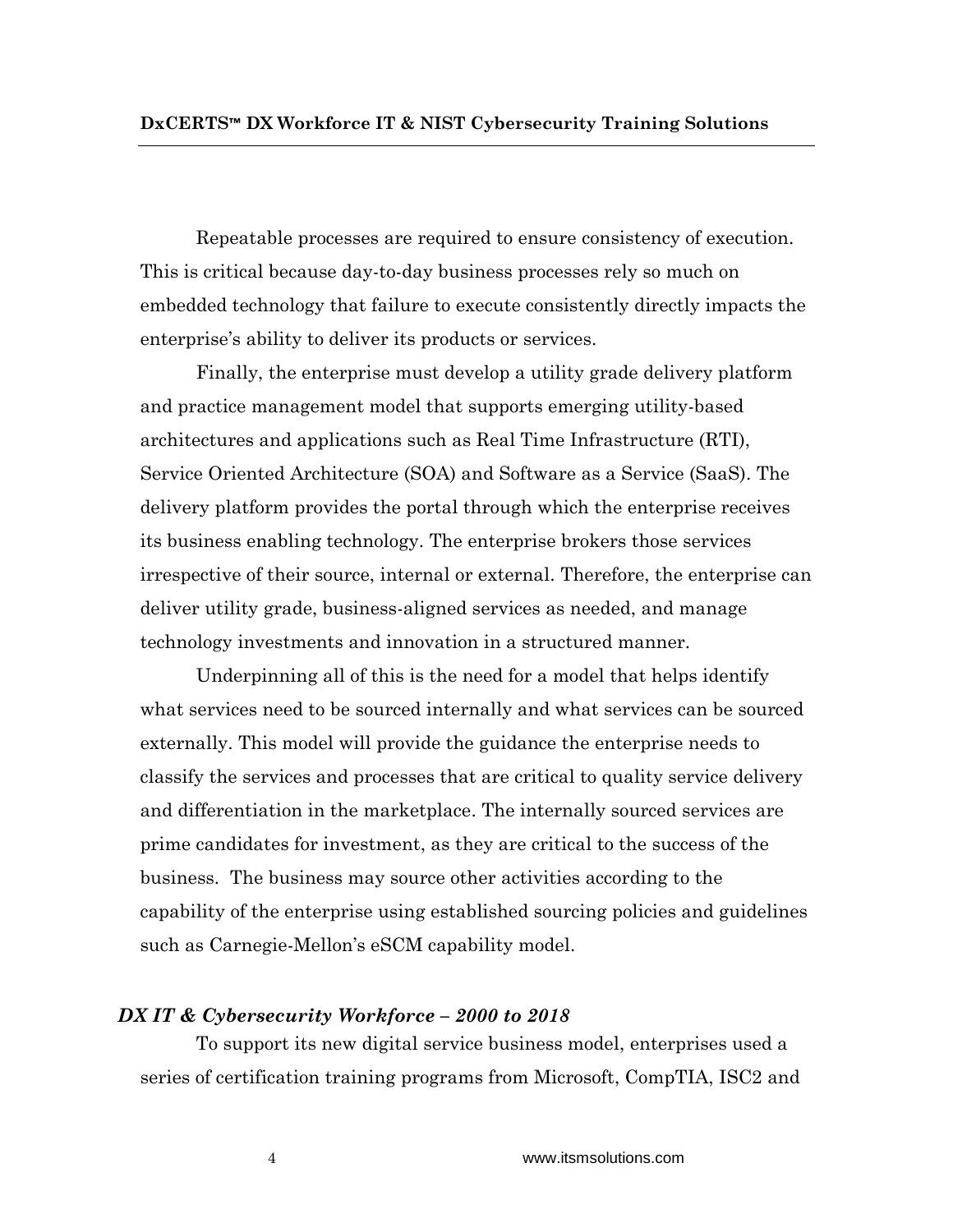Repeatable processes are required to ensure consistency of execution. This is critical because day-to-day business processes rely so much on embedded technology that failure to execute consistently directly impacts the enterprise's ability to deliver its products or services.

Finally, the enterprise must develop a utility grade delivery platform and practice management model that supports emerging utility-based architectures and applications such as Real Time Infrastructure (RTI), Service Oriented Architecture (SOA) and Software as a Service (SaaS). The delivery platform provides the portal through which the enterprise receives its business enabling technology. The enterprise brokers those services irrespective of their source, internal or external. Therefore, the enterprise can deliver utility grade, business-aligned services as needed, and manage technology investments and innovation in a structured manner.

Underpinning all of this is the need for a model that helps identify what services need to be sourced internally and what services can be sourced externally. This model will provide the guidance the enterprise needs to classify the services and processes that are critical to quality service delivery and differentiation in the marketplace. The internally sourced services are prime candidates for investment, as they are critical to the success of the business. The business may source other activities according to the capability of the enterprise using established sourcing policies and guidelines such as Carnegie-Mellon's eSCM capability model.

### *DX IT & Cybersecurity Workforce – 2000 to 2018*

To support its new digital service business model, enterprises used a series of certification training programs from Microsoft, CompTIA, ISC2 and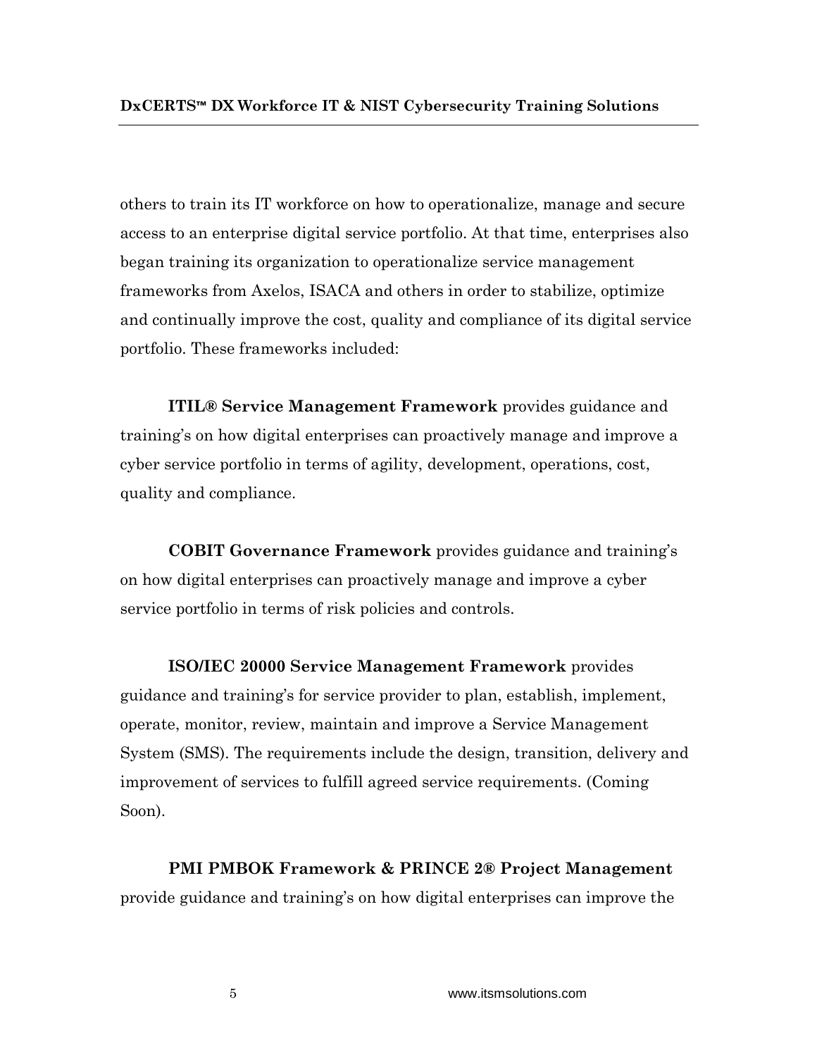others to train its IT workforce on how to operationalize, manage and secure access to an enterprise digital service portfolio. At that time, enterprises also began training its organization to operationalize service management frameworks from Axelos, ISACA and others in order to stabilize, optimize and continually improve the cost, quality and compliance of its digital service portfolio. These frameworks included:

**ITIL® Service Management Framework** provides guidance and training's on how digital enterprises can proactively manage and improve a cyber service portfolio in terms of agility, development, operations, cost, quality and compliance.

**COBIT Governance Framework** provides guidance and training's on how digital enterprises can proactively manage and improve a cyber service portfolio in terms of risk policies and controls.

**ISO/IEC 20000 Service Management Framework** provides guidance and training's for service provider to plan, establish, implement, operate, monitor, review, maintain and improve a Service Management System (SMS). The requirements include the design, transition, delivery and improvement of services to fulfill agreed service requirements. (Coming Soon).

**PMI PMBOK Framework & PRINCE 2® Project Management** provide guidance and training's on how digital enterprises can improve the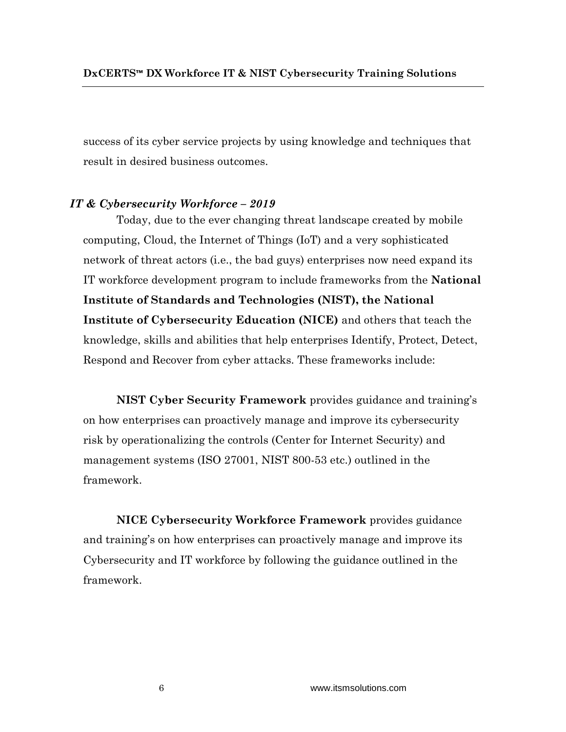success of its cyber service projects by using knowledge and techniques that result in desired business outcomes.

### *IT & Cybersecurity Workforce – 2019*

Today, due to the ever changing threat landscape created by mobile computing, Cloud, the Internet of Things (IoT) and a very sophisticated network of threat actors (i.e., the bad guys) enterprises now need expand its IT workforce development program to include frameworks from the **National Institute of Standards and Technologies (NIST), the National Institute of Cybersecurity Education (NICE)** and others that teach the knowledge, skills and abilities that help enterprises Identify, Protect, Detect, Respond and Recover from cyber attacks. These frameworks include:

**NIST Cyber Security Framework** provides guidance and training's on how enterprises can proactively manage and improve its cybersecurity risk by operationalizing the controls (Center for Internet Security) and management systems (ISO 27001, NIST 800-53 etc.) outlined in the framework.

**NICE Cybersecurity Workforce Framework** provides guidance and training's on how enterprises can proactively manage and improve its Cybersecurity and IT workforce by following the guidance outlined in the framework.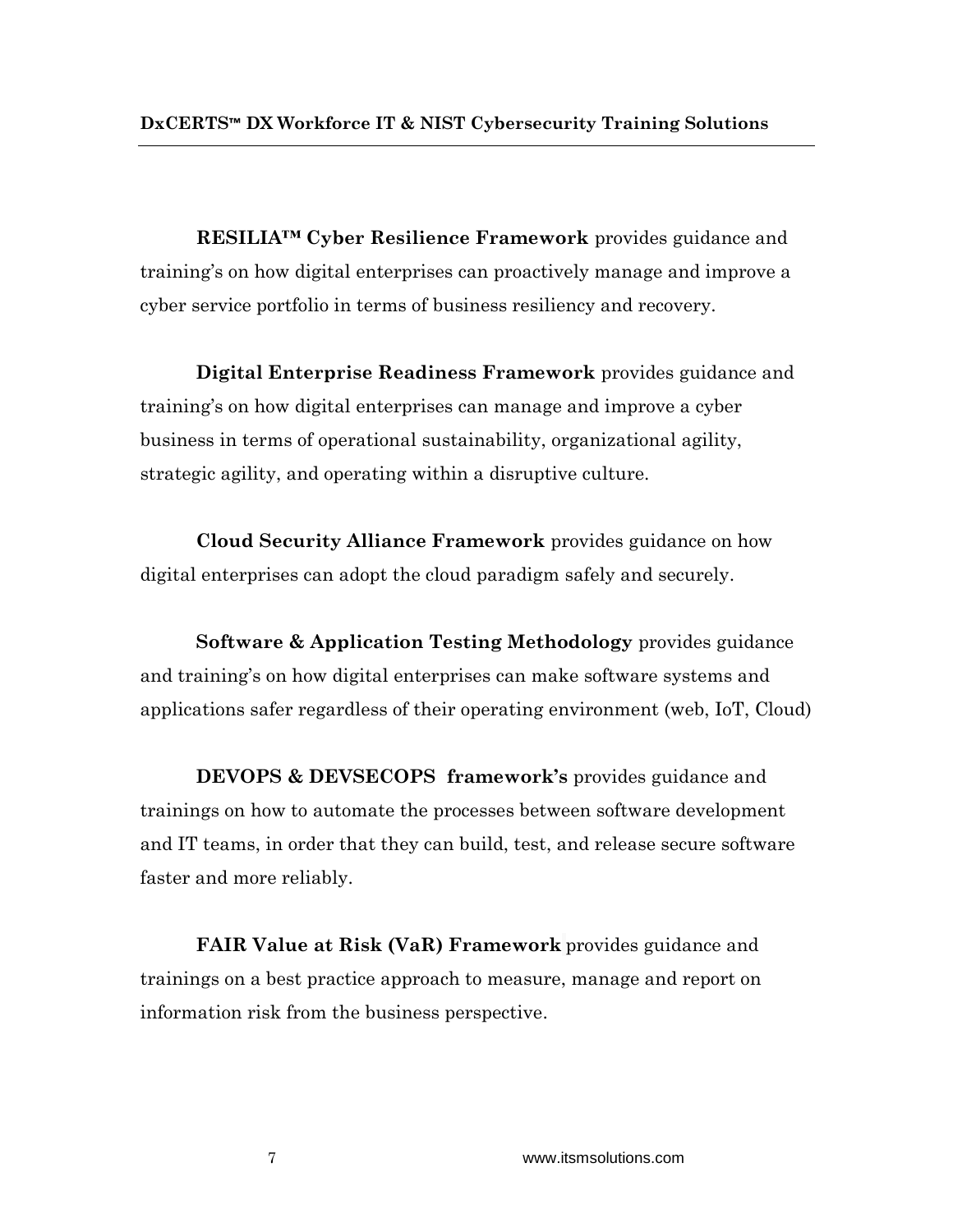**RESILIA™ Cyber Resilience Framework** provides guidance and training's on how digital enterprises can proactively manage and improve a cyber service portfolio in terms of business resiliency and recovery.

**Digital Enterprise Readiness Framework** provides guidance and training's on how digital enterprises can manage and improve a cyber business in terms of operational sustainability, organizational agility, strategic agility, and operating within a disruptive culture.

**Cloud Security Alliance Framework** provides guidance on how digital enterprises can adopt the cloud paradigm safely and securely.

**Software & Application Testing Methodology** provides guidance and training's on how digital enterprises can make software systems and applications safer regardless of their operating environment (web, IoT, Cloud)

**DEVOPS & DEVSECOPS framework's** provides guidance and trainings on how to automate the processes between software development and IT teams, in order that they can build, test, and release secure software faster and more reliably.

**FAIR Value at Risk (VaR) Framework** provides guidance and trainings on a best practice approach to measure, manage and report on information risk from the business perspective.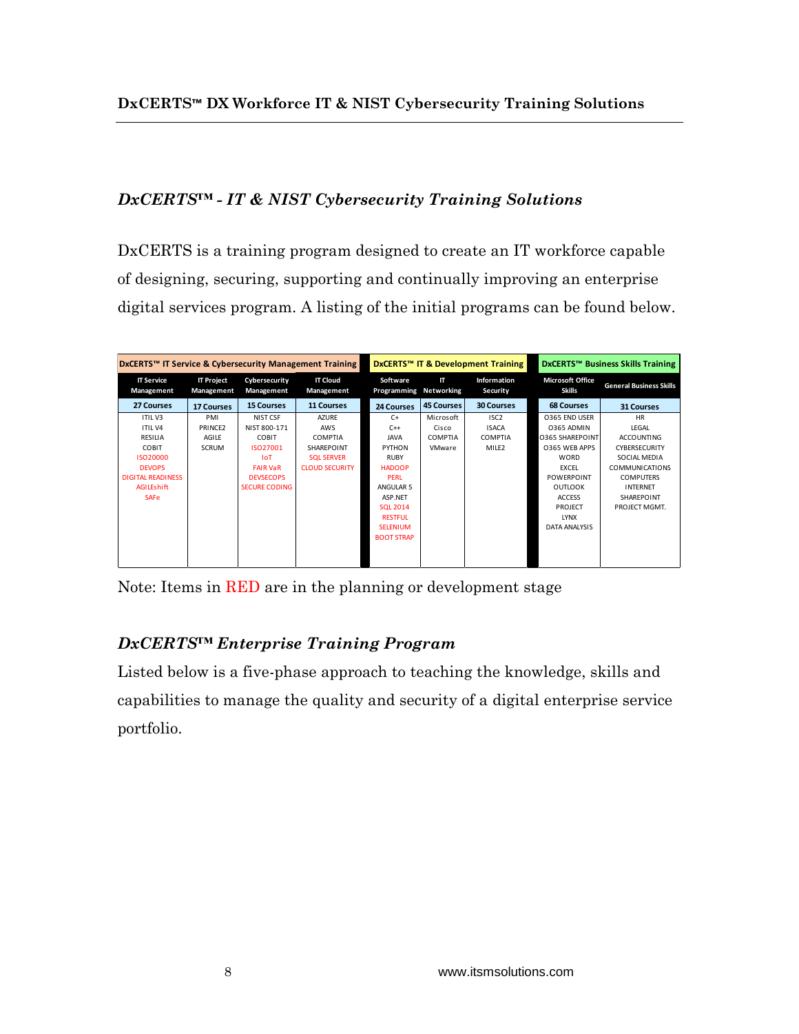## *DxCERTS™ - IT & NIST Cybersecurity Training Solutions*

DxCERTS is a training program designed to create an IT workforce capable of designing, securing, supporting and continually improving an enterprise digital services program. A listing of the initial programs can be found below.

| DxCERTS™ IT Service & Cybersecurity Management Training | | | | DxCERTS™ IT & Development Training | | | DxCERTS™ Business Skills Training | |
|---|---|---|---|---|---|---|---|---|
| IT Service Management | IT Project Management | Cybersecurity Management | IT Cloud Management | Software Programming | IT Networking | Information Security | Microsoft Office Skills | General Business Skills |
| 27 Courses | 17 Courses | 15 Courses | 11 Courses | 24 Courses | 45 Courses | 30 Courses | 68 Courses | 31 Courses |
| ITIL V3 | PMI | NIST CSF | AZURE | C+ | Microsoft | ISC2 | O365 END USER | HR |
| ITIL V4 | PRINCE2 | NIST 800-171 | AWS | C++ | Cisco | ISACA | O365 ADMIN | LEGAL |
| RESILIA | AGILE | COBIT | COMPTIA | JAVA | COMPTIA | COMPTIA | O365 SHAREPOINT | ACCOUNTING |
| COBIT | SCRUM | ISO27001 | SHAREPOINT | PYTHON | VMware | MILE2 | O365 WEB APPS | CYBERSECURITY |
| ISO20000 | | IoT | SQL SERVER | RUBY | | | WORD | SOCIAL MEDIA |
| DEVOPS | | FAIR VaR | CLOUD SECURITY | HADOOP | | | EXCEL | COMMUNICATIONS |
| DIGITAL READINESS | | DEVSECOPS | | PERL | | | POWERPOINT | COMPUTERS |
| AGILEshift | | SECURE CODING | | ANGULAR 5 | | | OUTLOOK | INTERNET |
| SAFe | | | | ASP.NET | | | ACCESS | SHAREPOINT |
| | | | | SQL 2014 | | | PROJECT | PROJECT MGMT. |
| | | | | RESTFUL | | | LYNX | |
| | | | | SELENIUM | | | DATA ANALYSIS | |
| | | | | BOOT STRAP | | | | |

Note: Items in RED are in the planning or development stage

## *DxCERTS™ Enterprise Training Program*

Listed below is a five-phase approach to teaching the knowledge, skills and capabilities to manage the quality and security of a digital enterprise service portfolio.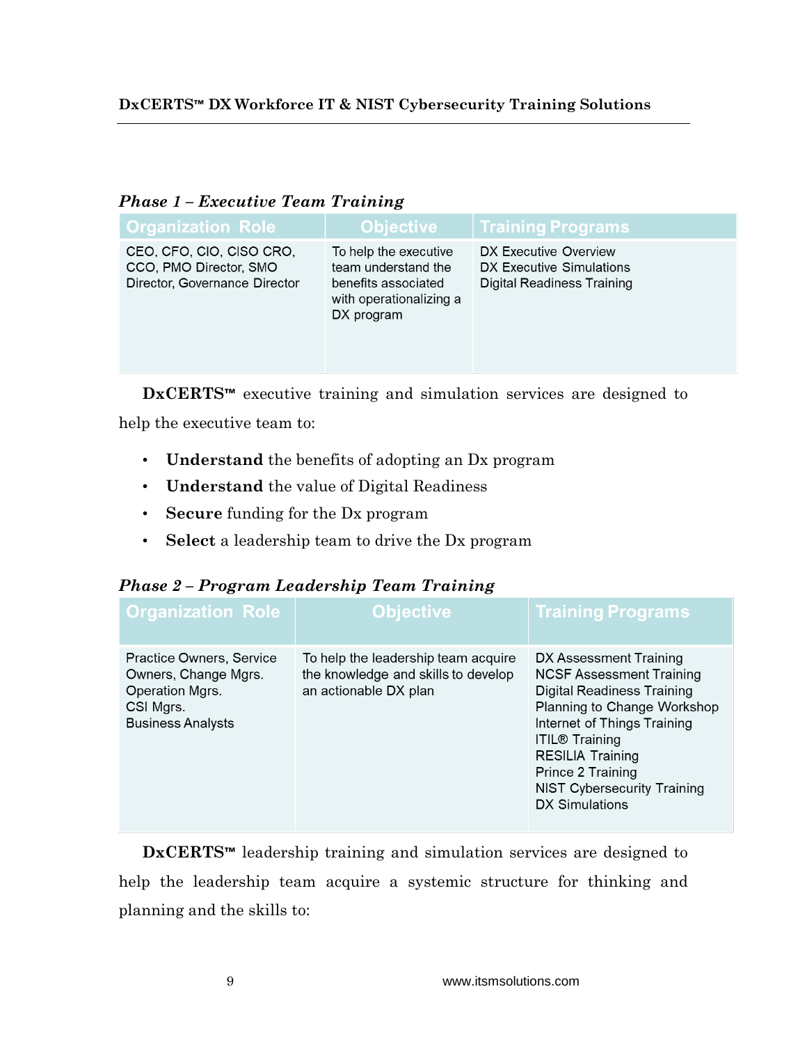### *Phase 1 – Executive Team Training*

| Organization Role | Objective | Training Programs |
| --- | --- | --- |
| CEO, CFO, CIO, CISO CRO, CCO, PMO Director, SMO Director, Governance Director | To help the executive team understand the benefits associated with operationalizing a DX program | DX Executive Overview<br>DX Executive Simulations<br>Digital Readiness Training |

**DxCERTS™** executive training and simulation services are designed to help the executive team to:

- **Understand** the benefits of adopting an Dx program
- **Understand** the value of Digital Readiness
- **Secure** funding for the Dx program
- **Select** a leadership team to drive the Dx program

### *Phase 2 – Program Leadership Team Training*

| Organization Role | Objective | Training Programs |
| --- | --- | --- |
| Practice Owners, Service Owners, Change Mgrs.<br>Operation Mgrs.<br>CSI Mgrs.<br>Business Analysts | To help the leadership team acquire the knowledge and skills to develop an actionable DX plan | DX Assessment Training<br>NCSF Assessment Training<br>Digital Readiness Training<br>Planning to Change Workshop<br>Internet of Things Training<br>ITIL® Training<br>RESILIA Training<br>Prince 2 Training<br>NIST Cybersecurity Training<br>DX Simulations |

**DxCERTS™** leadership training and simulation services are designed to help the leadership team acquire a systemic structure for thinking and planning and the skills to: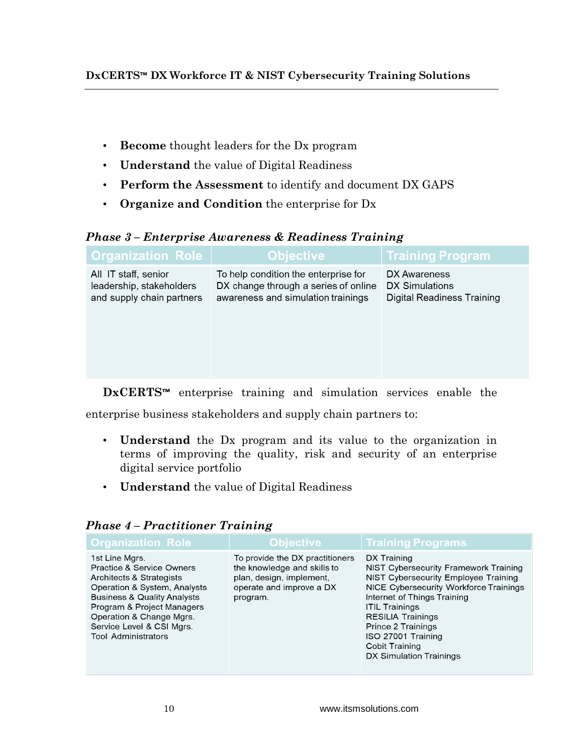- **Become** thought leaders for the Dx program
- **Understand** the value of Digital Readiness
- **Perform the Assessment** to identify and document DX GAPS
- **Organize and Condition** the enterprise for Dx

***Phase 3 – Enterprise Awareness & Readiness Training***

| Organization Role | Objective | Training Program |
|---|---|---|
| All IT staff, senior leadership, stakeholders and supply chain partners | To help condition the enterprise for DX change through a series of online awareness and simulation trainings | DX Awareness<br>DX Simulations<br>Digital Readiness Training |

**DxCERTS™** enterprise training and simulation services enable the enterprise business stakeholders and supply chain partners to:

- **Understand** the Dx program and its value to the organization in terms of improving the quality, risk and security of an enterprise digital service portfolio
- **Understand** the value of Digital Readiness

***Phase 4 – Practitioner Training***

| Organization Role | Objective | Training Programs |
|---|---|---|
| 1st Line Mgrs.<br>Practice & Service Owners<br>Architects & Strategists<br>Operation & System, Analysts<br>Business & Quality Analysts<br>Program & Project Managers<br>Operation & Change Mgrs.<br>Service Level & CSI Mgrs.<br>Tool Administrators | To provide the DX practitioners the knowledge and skills to plan, design, implement, operate and improve a DX program. | DX Training<br>NIST Cybersecurity Framework Training<br>NIST Cybersecurity Employee Training<br>NICE Cybersecurity Workforce Trainings<br>Internet of Things Training<br>ITIL Trainings<br>RESILIA Trainings<br>Prince 2 Trainings<br>ISO 27001 Training<br>Cobit Training<br>DX Simulation Trainings |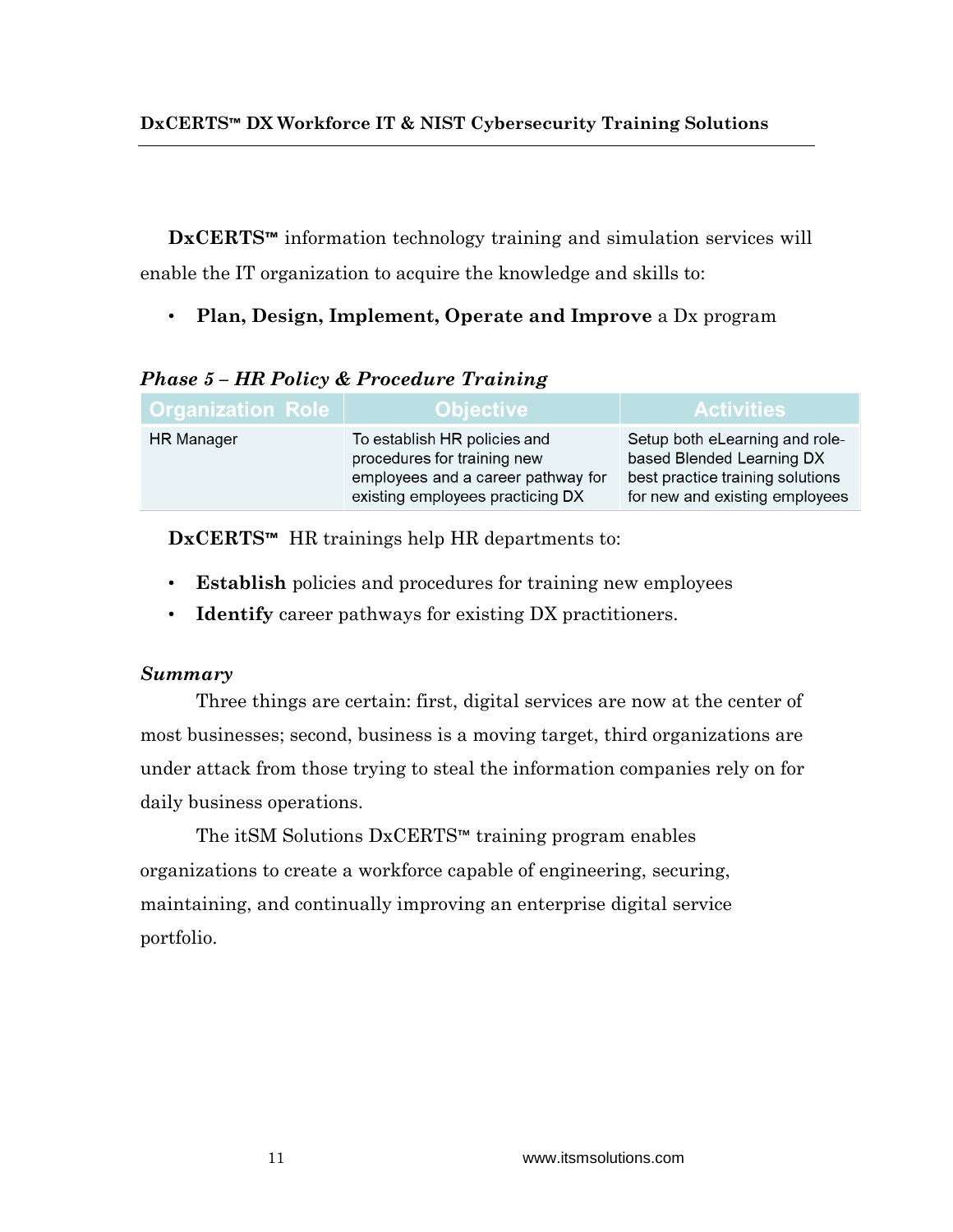**DxCERTS™** information technology training and simulation services will enable the IT organization to acquire the knowledge and skills to:

- **Plan, Design, Implement, Operate and Improve** a Dx program

***Phase 5 – HR Policy & Procedure Training***

| Organization Role | Objective | Activities |
|---|---|---|
| HR Manager | To establish HR policies and procedures for training new employees and a career pathway for existing employees practicing DX | Setup both eLearning and role-based Blended Learning DX best practice training solutions for new and existing employees |

**DxCERTS™** HR trainings help HR departments to:

- **Establish** policies and procedures for training new employees
- **Identify** career pathways for existing DX practitioners.

***Summary***

Three things are certain: first, digital services are now at the center of most businesses; second, business is a moving target, third organizations are under attack from those trying to steal the information companies rely on for daily business operations.

The itSM Solutions DxCERTS™ training program enables organizations to create a workforce capable of engineering, securing, maintaining, and continually improving an enterprise digital service portfolio.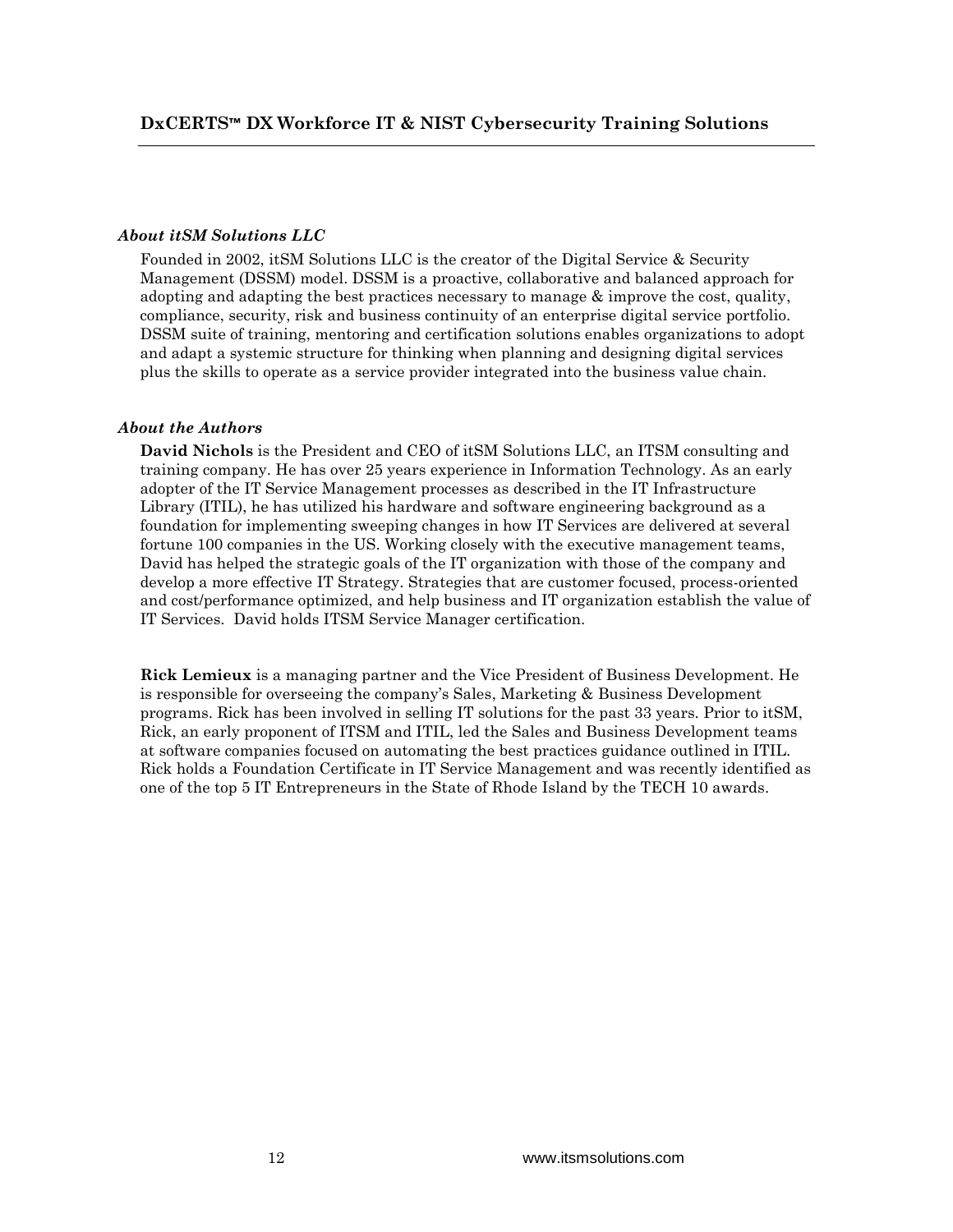### *About itSM Solutions LLC*

Founded in 2002, itSM Solutions LLC is the creator of the Digital Service & Security Management (DSSM) model. DSSM is a proactive, collaborative and balanced approach for adopting and adapting the best practices necessary to manage & improve the cost, quality, compliance, security, risk and business continuity of an enterprise digital service portfolio. DSSM suite of training, mentoring and certification solutions enables organizations to adopt and adapt a systemic structure for thinking when planning and designing digital services plus the skills to operate as a service provider integrated into the business value chain.

### *About the Authors*

**David Nichols** is the President and CEO of itSM Solutions LLC, an ITSM consulting and training company. He has over 25 years experience in Information Technology. As an early adopter of the IT Service Management processes as described in the IT Infrastructure Library (ITIL), he has utilized his hardware and software engineering background as a foundation for implementing sweeping changes in how IT Services are delivered at several fortune 100 companies in the US. Working closely with the executive management teams, David has helped the strategic goals of the IT organization with those of the company and develop a more effective IT Strategy. Strategies that are customer focused, process-oriented and cost/performance optimized, and help business and IT organization establish the value of IT Services. David holds ITSM Service Manager certification.

**Rick Lemieux** is a managing partner and the Vice President of Business Development. He is responsible for overseeing the company's Sales, Marketing & Business Development programs. Rick has been involved in selling IT solutions for the past 33 years. Prior to itSM, Rick, an early proponent of ITSM and ITIL, led the Sales and Business Development teams at software companies focused on automating the best practices guidance outlined in ITIL. Rick holds a Foundation Certificate in IT Service Management and was recently identified as one of the top 5 IT Entrepreneurs in the State of Rhode Island by the TECH 10 awards.